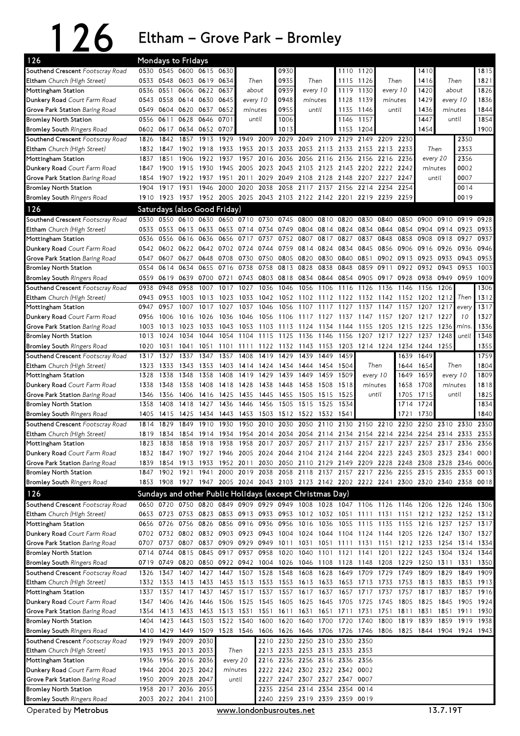# 126 Eltham – Grove Park – Bromley

## Mondays to Fridays

| 126 | | | | | | | | | | | | | | | | | |
|---|---|---|---|---|---|---|---|---|---|---|---|---|---|---|---|---|---|
| **Southend Crescent** *Footscray Road* | 0530 | 0545 | 0600 | 0615 | 0630 | | 0930 | | 1110 | 1120 | | 1410 | | 1815 |
| **Eltham** *Church (High Street)* | 0533 | 0548 | 0603 | 0619 | 0634 | Then | 0935 | Then | 1115 | 1126 | Then | 1416 | Then | 1821 |
| Mottingham Station | 0536 | 0551 | 0606 | 0622 | 0637 | about | 0939 | every 10 | 1119 | 1130 | every 10 | 1420 | about | 1826 |
| **Dunkery Road** *Court Farm Road* | 0543 | 0558 | 0614 | 0630 | 0645 | every 10 | 0948 | minutes | 1128 | 1139 | minutes | 1429 | every 10 | 1836 |
| **Grove Park Station** *Baring Road* | 0549 | 0604 | 0620 | 0637 | 0652 | minutes | 0955 | until | 1135 | 1146 | until | 1436 | minutes | 1844 |
| Bromley North Station | 0556 | 0611 | 0628 | 0646 | 0701 | until | 1006 | | 1146 | 1157 | | 1447 | until | 1854 |
| **Bromley South** *Ringers Road* | 0602 | 0617 | 0634 | 0652 | 0707 | | 1013 | | 1153 | 1204 | | 1454 | | 1900 |

| 126 | | | | | | | | | | | | | | | | |
|---|---|---|---|---|---|---|---|---|---|---|---|---|---|---|---|---|
| **Southend Crescent** *Footscray Road* | 1826 | 1842 | 1857 | 1913 | 1929 | 1949 | 2009 | 2029 | 2049 | 2109 | 2129 | 2149 | 2209 | 2230 | | 2350 |
| **Eltham** *Church (High Street)* | 1832 | 1847 | 1902 | 1918 | 1933 | 1953 | 2013 | 2033 | 2053 | 2113 | 2133 | 2153 | 2213 | 2233 | Then | 2353 |
| Mottingham Station | 1837 | 1851 | 1906 | 1922 | 1937 | 1957 | 2016 | 2036 | 2056 | 2116 | 2136 | 2156 | 2216 | 2236 | every 20 | 2356 |
| **Dunkery Road** *Court Farm Road* | 1847 | 1900 | 1915 | 1930 | 1945 | 2005 | 2023 | 2043 | 2103 | 2123 | 2143 | 2202 | 2222 | 2242 | minutes | 0002 |
| **Grove Park Station** *Baring Road* | 1854 | 1907 | 1922 | 1937 | 1951 | 2011 | 2029 | 2049 | 2108 | 2128 | 2148 | 2207 | 2227 | 2247 | until | 0007 |
| Bromley North Station | 1904 | 1917 | 1931 | 1946 | 2000 | 2020 | 2038 | 2058 | 2117 | 2137 | 2156 | 2214 | 2234 | 2254 | | 0014 |
| **Bromley South** *Ringers Road* | 1910 | 1923 | 1937 | 1952 | 2005 | 2025 | 2043 | 2103 | 2122 | 2142 | 2201 | 2219 | 2239 | 2259 | | 0019 |

## Saturdays (also Good Friday)

| 126 | | | | | | | | | | | | | | | | | | |
|---|---|---|---|---|---|---|---|---|---|---|---|---|---|---|---|---|---|---|
| **Southend Crescent** *Footscray Road* | 0530 | 0550 | 0610 | 0630 | 0650 | 0710 | 0730 | 0745 | 0800 | 0810 | 0820 | 0830 | 0840 | 0850 | 0900 | 0910 | 0919 | 0928 |
| **Eltham** *Church (High Street)* | 0533 | 0553 | 0613 | 0633 | 0653 | 0714 | 0734 | 0749 | 0804 | 0814 | 0824 | 0834 | 0844 | 0854 | 0904 | 0914 | 0923 | 0933 |
| Mottingham Station | 0536 | 0556 | 0616 | 0636 | 0656 | 0717 | 0737 | 0752 | 0807 | 0817 | 0827 | 0837 | 0848 | 0858 | 0908 | 0918 | 0927 | 0937 |
| **Dunkery Road** *Court Farm Road* | 0542 | 0602 | 0622 | 0642 | 0702 | 0724 | 0744 | 0759 | 0814 | 0824 | 0834 | 0845 | 0856 | 0906 | 0916 | 0926 | 0936 | 0946 |
| **Grove Park Station** *Baring Road* | 0547 | 0607 | 0627 | 0648 | 0708 | 0730 | 0750 | 0805 | 0820 | 0830 | 0840 | 0851 | 0902 | 0913 | 0923 | 0933 | 0943 | 0953 |
| Bromley North Station | 0554 | 0614 | 0634 | 0655 | 0716 | 0738 | 0758 | 0813 | 0828 | 0838 | 0848 | 0859 | 0911 | 0922 | 0932 | 0943 | 0953 | 1003 |
| **Bromley South** *Ringers Road* | 0559 | 0619 | 0639 | 0700 | 0721 | 0743 | 0803 | 0818 | 0834 | 0844 | 0854 | 0905 | 0917 | 0928 | 0938 | 0949 | 0959 | 1009 |

| 126 | | | | | | | | | | | | | | | | | | |
|---|---|---|---|---|---|---|---|---|---|---|---|---|---|---|---|---|---|---|
| **Southend Crescent** *Footscray Road* | 0938 | 0948 | 0958 | 1007 | 1017 | 1027 | 1036 | 1046 | 1056 | 1106 | 1116 | 1126 | 1136 | 1146 | 1156 | 1206 | | 1306 |
| **Eltham** *Church (High Street)* | 0943 | 0953 | 1003 | 1013 | 1023 | 1033 | 1042 | 1052 | 1102 | 1112 | 1122 | 1132 | 1142 | 1152 | 1202 | 1212 | Then | 1312 |
| Mottingham Station | 0947 | 0957 | 1007 | 1017 | 1027 | 1037 | 1046 | 1056 | 1107 | 1117 | 1127 | 1137 | 1147 | 1157 | 1207 | 1217 | every | 1317 |
| **Dunkery Road** *Court Farm Road* | 0956 | 1006 | 1016 | 1026 | 1036 | 1046 | 1056 | 1106 | 1117 | 1127 | 1137 | 1147 | 1157 | 1207 | 1217 | 1227 | 10 | 1327 |
| **Grove Park Station** *Baring Road* | 1003 | 1013 | 1023 | 1033 | 1043 | 1053 | 1103 | 1113 | 1124 | 1134 | 1144 | 1155 | 1205 | 1215 | 1225 | 1236 | mins. | 1336 |
| Bromley North Station | 1013 | 1024 | 1034 | 1044 | 1054 | 1104 | 1115 | 1125 | 1136 | 1146 | 1156 | 1207 | 1217 | 1227 | 1237 | 1248 | until | 1348 |
| **Bromley South** *Ringers Road* | 1020 | 1031 | 1041 | 1051 | 1101 | 1111 | 1122 | 1132 | 1143 | 1153 | 1203 | 1214 | 1224 | 1234 | 1244 | 1255 | | 1355 |

| 126 | | | | | | | | | | | | | | | | |
|---|---|---|---|---|---|---|---|---|---|---|---|---|---|---|---|---|
| **Southend Crescent** *Footscray Road* | 1317 | 1327 | 1337 | 1347 | 1357 | 1408 | 1419 | 1429 | 1439 | 1449 | 1459 | | 1639 | 1649 | | 1759 |
| **Eltham** *Church (High Street)* | 1323 | 1333 | 1343 | 1353 | 1403 | 1414 | 1424 | 1434 | 1444 | 1454 | 1504 | Then | 1644 | 1654 | Then | 1804 |
| Mottingham Station | 1328 | 1338 | 1348 | 1358 | 1408 | 1419 | 1429 | 1439 | 1449 | 1459 | 1509 | every 10 | 1649 | 1659 | every 10 | 1809 |
| **Dunkery Road** *Court Farm Road* | 1338 | 1348 | 1358 | 1408 | 1418 | 1428 | 1438 | 1448 | 1458 | 1508 | 1518 | minutes | 1658 | 1708 | minutes | 1818 |
| **Grove Park Station** *Baring Road* | 1346 | 1356 | 1406 | 1416 | 1425 | 1435 | 1445 | 1455 | 1505 | 1515 | 1525 | until | 1705 | 1715 | until | 1825 |
| Bromley North Station | 1358 | 1408 | 1418 | 1427 | 1436 | 1446 | 1456 | 1505 | 1515 | 1525 | 1534 | | 1714 | 1724 | | 1834 |
| **Bromley South** *Ringers Road* | 1405 | 1415 | 1425 | 1434 | 1443 | 1453 | 1503 | 1512 | 1522 | 1532 | 1541 | | 1721 | 1730 | | 1840 |

| 126 | | | | | | | | | | | | | | | | | | |
|---|---|---|---|---|---|---|---|---|---|---|---|---|---|---|---|---|---|---|
| **Southend Crescent** *Footscray Road* | 1814 | 1829 | 1849 | 1910 | 1930 | 1950 | 2010 | 2030 | 2050 | 2110 | 2130 | 2150 | 2210 | 2230 | 2250 | 2310 | 2330 | 2350 |
| **Eltham** *Church (High Street)* | 1819 | 1834 | 1854 | 1914 | 1934 | 1954 | 2014 | 2034 | 2054 | 2114 | 2134 | 2154 | 2214 | 2234 | 2254 | 2314 | 2333 | 2353 |
| Mottingham Station | 1823 | 1838 | 1858 | 1918 | 1938 | 1958 | 2017 | 2037 | 2057 | 2117 | 2137 | 2157 | 2217 | 2237 | 2257 | 2317 | 2336 | 2356 |
| **Dunkery Road** *Court Farm Road* | 1832 | 1847 | 1907 | 1927 | 1946 | 2005 | 2024 | 2044 | 2104 | 2124 | 2144 | 2204 | 2223 | 2243 | 2303 | 2323 | 2341 | 0001 |
| **Grove Park Station** *Baring Road* | 1839 | 1854 | 1913 | 1933 | 1952 | 2011 | 2030 | 2050 | 2110 | 2129 | 2149 | 2209 | 2228 | 2248 | 2308 | 2328 | 2346 | 0006 |
| Bromley North Station | 1847 | 1902 | 1921 | 1941 | 2000 | 2019 | 2038 | 2058 | 2118 | 2137 | 2157 | 2217 | 2236 | 2255 | 2315 | 2335 | 2353 | 0013 |
| **Bromley South** *Ringers Road* | 1853 | 1908 | 1927 | 1947 | 2005 | 2024 | 2043 | 2103 | 2123 | 2142 | 2202 | 2222 | 2241 | 2300 | 2320 | 2340 | 2358 | 0018 |

## Sundays and other Public Holidays (except Christmas Day)

| 126 | | | | | | | | | | | | | | | | | | |
|---|---|---|---|---|---|---|---|---|---|---|---|---|---|---|---|---|---|---|
| **Southend Crescent** *Footscray Road* | 0650 | 0720 | 0750 | 0820 | 0849 | 0909 | 0929 | 0949 | 1008 | 1028 | 1047 | 1106 | 1126 | 1146 | 1206 | 1226 | 1246 | 1306 |
| **Eltham** *Church (High Street)* | 0653 | 0723 | 0753 | 0823 | 0853 | 0913 | 0933 | 0953 | 1012 | 1032 | 1051 | 1111 | 1131 | 1151 | 1212 | 1232 | 1252 | 1312 |
| Mottingham Station | 0656 | 0726 | 0756 | 0826 | 0856 | 0916 | 0936 | 0956 | 1016 | 1036 | 1055 | 1115 | 1135 | 1155 | 1216 | 1237 | 1257 | 1317 |
| **Dunkery Road** *Court Farm Road* | 0702 | 0732 | 0802 | 0832 | 0903 | 0923 | 0943 | 1004 | 1024 | 1044 | 1104 | 1124 | 1144 | 1205 | 1226 | 1247 | 1307 | 1327 |
| **Grove Park Station** *Baring Road* | 0707 | 0737 | 0807 | 0837 | 0909 | 0929 | 0949 | 1011 | 1031 | 1051 | 1111 | 1131 | 1151 | 1212 | 1233 | 1254 | 1314 | 1334 |
| Bromley North Station | 0714 | 0744 | 0815 | 0845 | 0917 | 0937 | 0958 | 1020 | 1040 | 1101 | 1121 | 1141 | 1201 | 1222 | 1243 | 1304 | 1324 | 1344 |
| **Bromley South** *Ringers Road* | 0719 | 0749 | 0820 | 0850 | 0922 | 0942 | 1004 | 1026 | 1046 | 1108 | 1128 | 1148 | 1208 | 1229 | 1250 | 1311 | 1331 | 1350 |

| 126 | | | | | | | | | | | | | | | | | | |
|---|---|---|---|---|---|---|---|---|---|---|---|---|---|---|---|---|---|---|
| **Southend Crescent** *Footscray Road* | 1326 | 1347 | 1407 | 1427 | 1447 | 1507 | 1528 | 1548 | 1608 | 1628 | 1649 | 1709 | 1729 | 1749 | 1809 | 1829 | 1849 | 1909 |
| **Eltham** *Church (High Street)* | 1332 | 1353 | 1413 | 1433 | 1453 | 1513 | 1533 | 1553 | 1613 | 1633 | 1653 | 1713 | 1733 | 1753 | 1813 | 1833 | 1853 | 1913 |
| Mottingham Station | 1337 | 1357 | 1417 | 1437 | 1457 | 1517 | 1537 | 1557 | 1617 | 1637 | 1657 | 1717 | 1737 | 1757 | 1817 | 1837 | 1857 | 1916 |
| **Dunkery Road** *Court Farm Road* | 1347 | 1406 | 1426 | 1446 | 1506 | 1525 | 1545 | 1605 | 1625 | 1645 | 1705 | 1725 | 1745 | 1805 | 1825 | 1845 | 1905 | 1924 |
| **Grove Park Station** *Baring Road* | 1354 | 1413 | 1433 | 1453 | 1513 | 1531 | 1551 | 1611 | 1631 | 1651 | 1711 | 1731 | 1751 | 1811 | 1831 | 1851 | 1911 | 1930 |
| Bromley North Station | 1404 | 1423 | 1443 | 1503 | 1522 | 1540 | 1600 | 1620 | 1640 | 1700 | 1720 | 1740 | 1800 | 1819 | 1839 | 1859 | 1919 | 1938 |
| **Bromley South** *Ringers Road* | 1410 | 1429 | 1449 | 1509 | 1528 | 1546 | 1606 | 1626 | 1646 | 1706 | 1726 | 1746 | 1806 | 1825 | 1844 | 1904 | 1924 | 1943 |

| 126 | | | | | | | | | | | |
|---|---|---|---|---|---|---|---|---|---|---|---|
| **Southend Crescent** *Footscray Road* | 1929 | 1949 | 2009 | 2030 | | 2210 | 2230 | 2250 | 2310 | 2330 | 2350 |
| **Eltham** *Church (High Street)* | 1933 | 1953 | 2013 | 2033 | Then | 2213 | 2233 | 2253 | 2313 | 2333 | 2353 |
| Mottingham Station | 1936 | 1956 | 2016 | 2036 | every 20 | 2216 | 2236 | 2256 | 2316 | 2336 | 2356 |
| **Dunkery Road** *Court Farm Road* | 1944 | 2004 | 2023 | 2042 | minutes | 2222 | 2242 | 2302 | 2322 | 2342 | 0002 |
| **Grove Park Station** *Baring Road* | 1950 | 2009 | 2028 | 2047 | until | 2227 | 2247 | 2307 | 2327 | 2347 | 0007 |
| Bromley North Station | 1958 | 2017 | 2036 | 2055 | | 2235 | 2254 | 2314 | 2334 | 2354 | 0014 |
| **Bromley South** *Ringers Road* | 2003 | 2022 | 2041 | 2100 | | 2240 | 2259 | 2319 | 2339 | 2359 | 0019 |

Operated by **Metrobus** www.londonbusroutes.net 13.7.19T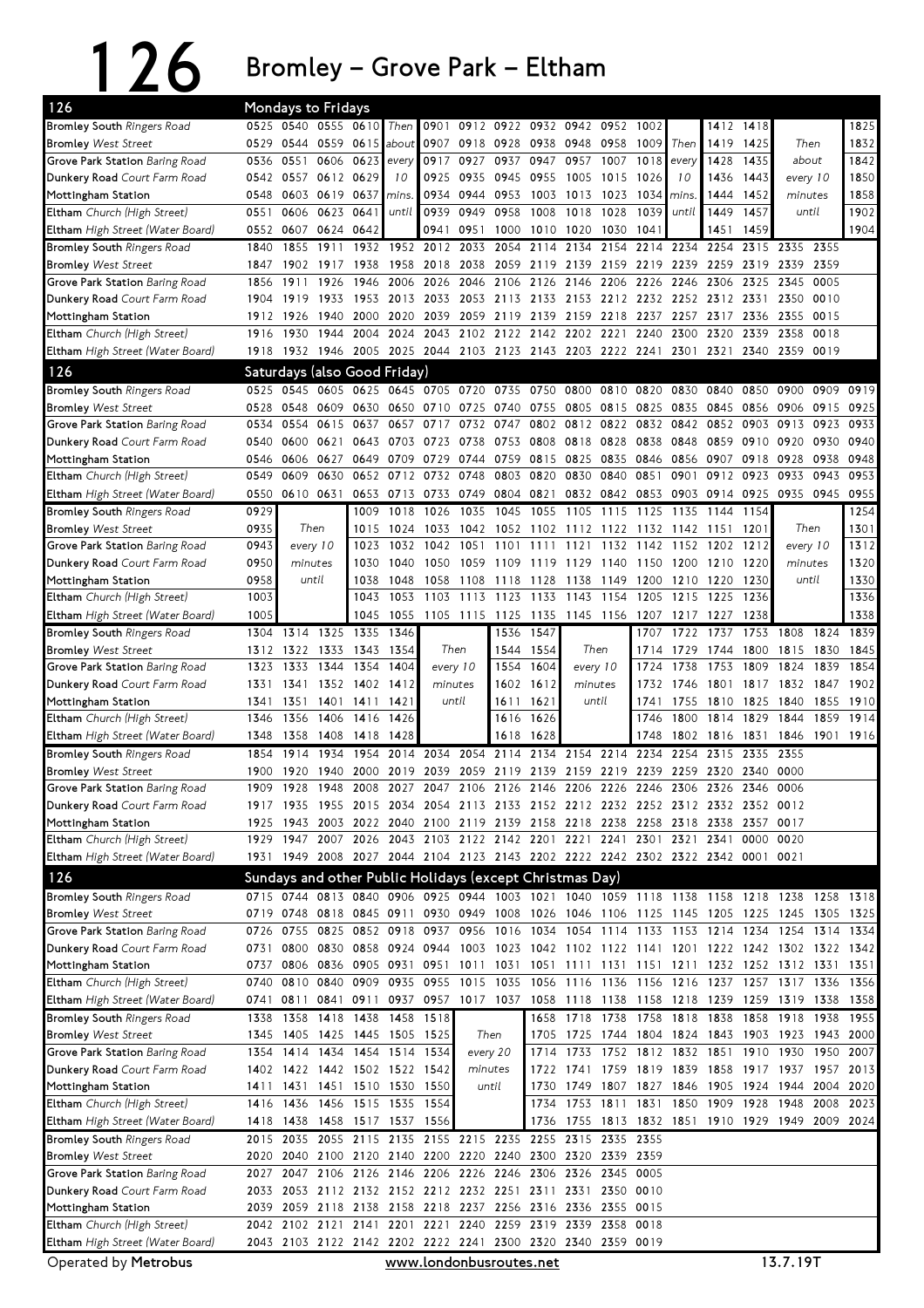# 126 Bromley – Grove Park – Eltham

## Mondays to Fridays

| 126 | | | | | | | | | | | | | | | | | | |
|---|---|---|---|---|---|---|---|---|---|---|---|---|---|---|---|---|---|---|
| **Bromley South** *Ringers Road* | 0525 | 0540 | 0555 | 0610 | Then | 0901 | 0912 | 0922 | 0932 | 0942 | 0952 | 1002 | | 1412 | 1418 | | | 1825 |
| **Bromley** *West Street* | 0529 | 0544 | 0559 | 0615 | about | 0907 | 0918 | 0928 | 0938 | 0948 | 0958 | 1009 | Then | 1419 | 1425 | Then | | 1832 |
| **Grove Park Station** *Baring Road* | 0536 | 0551 | 0606 | 0623 | every | 0917 | 0927 | 0937 | 0947 | 0957 | 1007 | 1018 | every | 1428 | 1435 | about | | 1842 |
| **Dunkery Road** *Court Farm Road* | 0542 | 0557 | 0612 | 0629 | 10 | 0925 | 0935 | 0945 | 0955 | 1005 | 1015 | 1026 | 10 | 1436 | 1443 | every 10 | | 1850 |
| **Mottingham Station** | 0548 | 0603 | 0619 | 0637 | mins. | 0934 | 0944 | 0953 | 1003 | 1013 | 1023 | 1034 | mins. | 1444 | 1452 | minutes | | 1858 |
| **Eltham** *Church (High Street)* | 0551 | 0606 | 0623 | 0641 | until | 0939 | 0949 | 0958 | 1008 | 1018 | 1028 | 1039 | until | 1449 | 1457 | until | | 1902 |
| **Eltham** *High Street (Water Board)* | 0552 | 0607 | 0624 | 0642 | | 0941 | 0951 | 1000 | 1010 | 1020 | 1030 | 1041 | | 1451 | 1459 | | | 1904 |
| **Bromley South** *Ringers Road* | 1840 | 1855 | 1911 | 1932 | 1952 | 2012 | 2033 | 2054 | 2114 | 2134 | 2154 | 2214 | 2234 | 2254 | 2315 | 2335 | 2355 | |
| **Bromley** *West Street* | 1847 | 1902 | 1917 | 1938 | 1958 | 2018 | 2038 | 2059 | 2119 | 2139 | 2159 | 2219 | 2239 | 2259 | 2319 | 2339 | 2359 | |
| **Grove Park Station** *Baring Road* | 1856 | 1911 | 1926 | 1946 | 2006 | 2026 | 2046 | 2106 | 2126 | 2146 | 2206 | 2226 | 2246 | 2306 | 2325 | 2345 | 0005 | |
| **Dunkery Road** *Court Farm Road* | 1904 | 1919 | 1933 | 1953 | 2013 | 2033 | 2053 | 2113 | 2133 | 2153 | 2212 | 2232 | 2252 | 2312 | 2331 | 2350 | 0010 | |
| **Mottingham Station** | 1912 | 1926 | 1940 | 2000 | 2020 | 2039 | 2059 | 2119 | 2139 | 2159 | 2218 | 2237 | 2257 | 2317 | 2336 | 2355 | 0015 | |
| **Eltham** *Church (High Street)* | 1916 | 1930 | 1944 | 2004 | 2024 | 2043 | 2102 | 2122 | 2142 | 2202 | 2221 | 2240 | 2300 | 2320 | 2339 | 2358 | 0018 | |
| **Eltham** *High Street (Water Board)* | 1918 | 1932 | 1946 | 2005 | 2025 | 2044 | 2103 | 2123 | 2143 | 2203 | 2222 | 2241 | 2301 | 2321 | 2340 | 2359 | 0019 | |

## Saturdays (also Good Friday)

| 126 | | | | | | | | | | | | | | | | | | |
|---|---|---|---|---|---|---|---|---|---|---|---|---|---|---|---|---|---|---|
| **Bromley South** *Ringers Road* | 0525 | 0545 | 0605 | 0625 | 0645 | 0705 | 0720 | 0735 | 0750 | 0800 | 0810 | 0820 | 0830 | 0840 | 0850 | 0900 | 0909 | 0919 |
| **Bromley** *West Street* | 0528 | 0548 | 0609 | 0630 | 0650 | 0710 | 0725 | 0740 | 0755 | 0805 | 0815 | 0825 | 0835 | 0845 | 0856 | 0906 | 0915 | 0925 |
| **Grove Park Station** *Baring Road* | 0534 | 0554 | 0615 | 0637 | 0657 | 0717 | 0732 | 0747 | 0802 | 0812 | 0822 | 0832 | 0842 | 0852 | 0903 | 0913 | 0923 | 0933 |
| **Dunkery Road** *Court Farm Road* | 0540 | 0600 | 0621 | 0643 | 0703 | 0723 | 0738 | 0753 | 0808 | 0818 | 0828 | 0838 | 0848 | 0859 | 0910 | 0920 | 0930 | 0940 |
| **Mottingham Station** | 0546 | 0606 | 0627 | 0649 | 0709 | 0729 | 0744 | 0759 | 0815 | 0825 | 0835 | 0846 | 0856 | 0907 | 0918 | 0928 | 0938 | 0948 |
| **Eltham** *Church (High Street)* | 0549 | 0609 | 0630 | 0652 | 0712 | 0732 | 0748 | 0803 | 0820 | 0830 | 0840 | 0851 | 0901 | 0912 | 0923 | 0933 | 0943 | 0953 |
| **Eltham** *High Street (Water Board)* | 0550 | 0610 | 0631 | 0653 | 0713 | 0733 | 0749 | 0804 | 0821 | 0832 | 0842 | 0853 | 0903 | 0914 | 0925 | 0935 | 0945 | 0955 |
| **Bromley South** *Ringers Road* | 0929 | | | 1009 | 1018 | 1026 | 1035 | 1045 | 1055 | 1105 | 1115 | 1125 | 1135 | 1144 | 1154 | | | 1254 |
| **Bromley** *West Street* | 0935 | Then | | 1015 | 1024 | 1033 | 1042 | 1052 | 1102 | 1112 | 1122 | 1132 | 1142 | 1151 | 1201 | Then | | 1301 |
| **Grove Park Station** *Baring Road* | 0943 | every 10 | | 1023 | 1032 | 1042 | 1051 | 1101 | 1111 | 1121 | 1132 | 1142 | 1152 | 1202 | 1212 | every 10 | | 1312 |
| **Dunkery Road** *Court Farm Road* | 0950 | minutes | | 1030 | 1040 | 1050 | 1059 | 1109 | 1119 | 1129 | 1140 | 1150 | 1200 | 1210 | 1220 | minutes | | 1320 |
| **Mottingham Station** | 0958 | until | | 1038 | 1048 | 1058 | 1108 | 1118 | 1128 | 1138 | 1149 | 1200 | 1210 | 1220 | 1230 | until | | 1330 |
| **Eltham** *Church (High Street)* | 1003 | | | 1043 | 1053 | 1103 | 1113 | 1123 | 1133 | 1143 | 1154 | 1205 | 1215 | 1225 | 1236 | | | 1336 |
| **Eltham** *High Street (Water Board)* | 1005 | | | 1045 | 1055 | 1105 | 1115 | 1125 | 1135 | 1145 | 1156 | 1207 | 1217 | 1227 | 1238 | | | 1338 |
| **Bromley South** *Ringers Road* | 1304 | 1314 | 1325 | 1335 | 1346 | | | 1536 | 1547 | | | 1707 | 1722 | 1737 | 1753 | 1808 | 1824 | 1839 |
| **Bromley** *West Street* | 1312 | 1322 | 1333 | 1343 | 1354 | Then | | 1544 | 1554 | Then | | 1714 | 1729 | 1744 | 1800 | 1815 | 1830 | 1845 |
| **Grove Park Station** *Baring Road* | 1323 | 1333 | 1344 | 1354 | 1404 | every 10 | | 1554 | 1604 | every 10 | | 1724 | 1738 | 1753 | 1809 | 1824 | 1839 | 1854 |
| **Dunkery Road** *Court Farm Road* | 1331 | 1341 | 1352 | 1402 | 1412 | minutes | | 1602 | 1612 | minutes | | 1732 | 1746 | 1801 | 1817 | 1832 | 1847 | 1902 |
| **Mottingham Station** | 1341 | 1351 | 1401 | 1411 | 1421 | until | | 1611 | 1621 | until | | 1741 | 1755 | 1810 | 1825 | 1840 | 1855 | 1910 |
| **Eltham** *Church (High Street)* | 1346 | 1356 | 1406 | 1416 | 1426 | | | 1616 | 1626 | | | 1746 | 1800 | 1814 | 1829 | 1844 | 1859 | 1914 |
| **Eltham** *High Street (Water Board)* | 1348 | 1358 | 1408 | 1418 | 1428 | | | 1618 | 1628 | | | 1748 | 1802 | 1816 | 1831 | 1846 | 1901 | 1916 |
| **Bromley South** *Ringers Road* | 1854 | 1914 | 1934 | 1954 | 2014 | 2034 | 2054 | 2114 | 2134 | 2154 | 2214 | 2234 | 2254 | 2315 | 2335 | 2355 | | |
| **Bromley** *West Street* | 1900 | 1920 | 1940 | 2000 | 2019 | 2039 | 2059 | 2119 | 2139 | 2159 | 2219 | 2239 | 2259 | 2320 | 2340 | 0000 | | |
| **Grove Park Station** *Baring Road* | 1909 | 1928 | 1948 | 2008 | 2027 | 2047 | 2106 | 2126 | 2146 | 2206 | 2226 | 2246 | 2306 | 2326 | 2346 | 0006 | | |
| **Dunkery Road** *Court Farm Road* | 1917 | 1935 | 1955 | 2015 | 2034 | 2054 | 2113 | 2133 | 2152 | 2212 | 2232 | 2252 | 2312 | 2332 | 2352 | 0012 | | |
| **Mottingham Station** | 1925 | 1943 | 2003 | 2022 | 2040 | 2100 | 2119 | 2139 | 2158 | 2218 | 2238 | 2258 | 2318 | 2338 | 2357 | 0017 | | |
| **Eltham** *Church (High Street)* | 1929 | 1947 | 2007 | 2026 | 2043 | 2103 | 2122 | 2142 | 2201 | 2221 | 2241 | 2301 | 2321 | 2341 | 0000 | 0020 | | |
| **Eltham** *High Street (Water Board)* | 1931 | 1949 | 2008 | 2027 | 2044 | 2104 | 2123 | 2143 | 2202 | 2222 | 2242 | 2302 | 2322 | 2342 | 0001 | 0021 | | |

## Sundays and other Public Holidays (except Christmas Day)

| 126 | | | | | | | | | | | | | | | | | | |
|---|---|---|---|---|---|---|---|---|---|---|---|---|---|---|---|---|---|---|
| **Bromley South** *Ringers Road* | 0715 | 0744 | 0813 | 0840 | 0906 | 0925 | 0944 | 1003 | 1021 | 1040 | 1059 | 1118 | 1138 | 1158 | 1218 | 1238 | 1258 | 1318 |
| **Bromley** *West Street* | 0719 | 0748 | 0818 | 0845 | 0911 | 0930 | 0949 | 1008 | 1026 | 1046 | 1106 | 1125 | 1145 | 1205 | 1225 | 1245 | 1305 | 1325 |
| **Grove Park Station** *Baring Road* | 0726 | 0755 | 0825 | 0852 | 0918 | 0937 | 0956 | 1016 | 1034 | 1054 | 1114 | 1133 | 1153 | 1214 | 1234 | 1254 | 1314 | 1334 |
| **Dunkery Road** *Court Farm Road* | 0731 | 0800 | 0830 | 0858 | 0924 | 0944 | 1003 | 1023 | 1042 | 1102 | 1122 | 1141 | 1201 | 1222 | 1242 | 1302 | 1322 | 1342 |
| **Mottingham Station** | 0737 | 0806 | 0836 | 0905 | 0931 | 0951 | 1011 | 1031 | 1051 | 1111 | 1131 | 1151 | 1211 | 1232 | 1252 | 1312 | 1331 | 1351 |
| **Eltham** *Church (High Street)* | 0740 | 0810 | 0840 | 0909 | 0935 | 0955 | 1015 | 1035 | 1056 | 1116 | 1136 | 1156 | 1216 | 1237 | 1257 | 1317 | 1336 | 1356 |
| **Eltham** *High Street (Water Board)* | 0741 | 0811 | 0841 | 0911 | 0937 | 0957 | 1017 | 1037 | 1058 | 1118 | 1138 | 1158 | 1218 | 1239 | 1259 | 1319 | 1338 | 1358 |
| **Bromley South** *Ringers Road* | 1338 | 1358 | 1418 | 1438 | 1458 | 1518 | | | 1658 | 1718 | 1738 | 1758 | 1818 | 1838 | 1858 | 1918 | 1938 | 1955 |
| **Bromley** *West Street* | 1345 | 1405 | 1425 | 1445 | 1505 | 1525 | Then | | 1705 | 1725 | 1744 | 1804 | 1824 | 1843 | 1903 | 1923 | 1943 | 2000 |
| **Grove Park Station** *Baring Road* | 1354 | 1414 | 1434 | 1454 | 1514 | 1534 | every 20 | | 1714 | 1733 | 1752 | 1812 | 1832 | 1851 | 1910 | 1930 | 1950 | 2007 |
| **Dunkery Road** *Court Farm Road* | 1402 | 1422 | 1442 | 1502 | 1522 | 1542 | minutes | | 1722 | 1741 | 1759 | 1819 | 1839 | 1858 | 1917 | 1937 | 1957 | 2013 |
| **Mottingham Station** | 1411 | 1431 | 1451 | 1510 | 1530 | 1550 | until | | 1730 | 1749 | 1807 | 1827 | 1846 | 1905 | 1924 | 1944 | 2004 | 2020 |
| **Eltham** *Church (High Street)* | 1416 | 1436 | 1456 | 1515 | 1535 | 1554 | | | 1734 | 1753 | 1811 | 1831 | 1850 | 1909 | 1928 | 1948 | 2008 | 2023 |
| **Eltham** *High Street (Water Board)* | 1418 | 1438 | 1458 | 1517 | 1537 | 1556 | | | 1736 | 1755 | 1813 | 1832 | 1851 | 1910 | 1929 | 1949 | 2009 | 2024 |
| **Bromley South** *Ringers Road* | 2015 | 2035 | 2055 | 2115 | 2135 | 2155 | 2215 | 2235 | 2255 | 2315 | 2335 | 2355 | | | | | | |
| **Bromley** *West Street* | 2020 | 2040 | 2100 | 2120 | 2140 | 2200 | 2220 | 2240 | 2300 | 2320 | 2339 | 2359 | | | | | | |
| **Grove Park Station** *Baring Road* | 2027 | 2047 | 2106 | 2126 | 2146 | 2206 | 2226 | 2246 | 2306 | 2326 | 2345 | 0005 | | | | | | |
| **Dunkery Road** *Court Farm Road* | 2033 | 2053 | 2112 | 2132 | 2152 | 2212 | 2232 | 2251 | 2311 | 2331 | 2350 | 0010 | | | | | | |
| **Mottingham Station** | 2039 | 2059 | 2118 | 2138 | 2158 | 2218 | 2237 | 2256 | 2316 | 2336 | 2355 | 0015 | | | | | | |
| **Eltham** *Church (High Street)* | 2042 | 2102 | 2121 | 2141 | 2201 | 2221 | 2240 | 2259 | 2319 | 2339 | 2358 | 0018 | | | | | | |
| **Eltham** *High Street (Water Board)* | 2043 | 2103 | 2122 | 2142 | 2202 | 2222 | 2241 | 2300 | 2320 | 2340 | 2359 | 0019 | | | | | | |

Operated by **Metrobus** — www.londonbusroutes.net — 13.7.19T